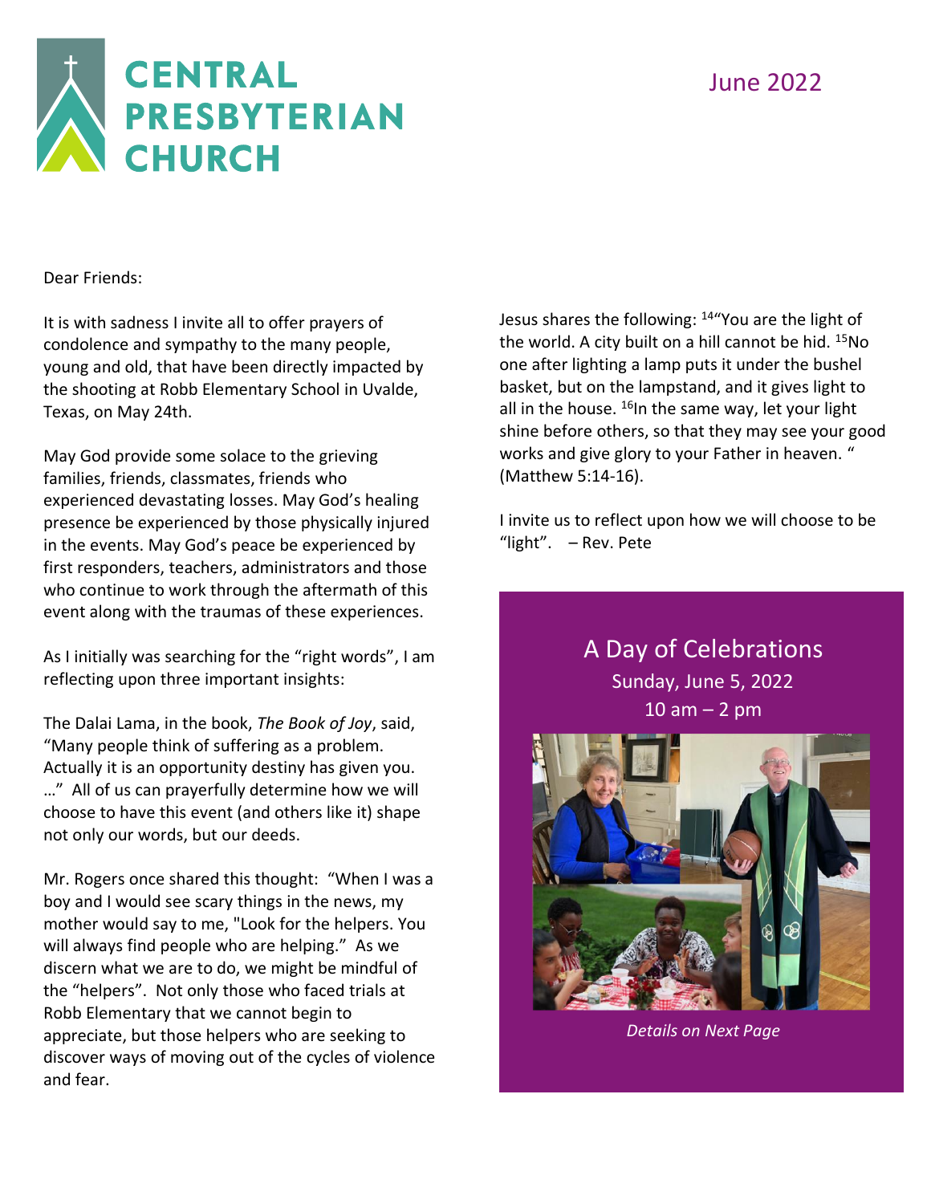# CENTRAL PRESBYTERIAN CHURCH

June 2022

Dear Friends:

It is with sadness I invite all to offer prayers of condolence and sympathy to the many people, young and old, that have been directly impacted by the shooting at Robb Elementary School in Uvalde, Texas, on May 24th.

May God provide some solace to the grieving families, friends, classmates, friends who experienced devastating losses. May God's healing presence be experienced by those physically injured in the events. May God's peace be experienced by first responders, teachers, administrators and those who continue to work through the aftermath of this event along with the traumas of these experiences.

As I initially was searching for the "right words", I am reflecting upon three important insights:

The Dalai Lama, in the book, *The Book of Joy*, said, "Many people think of suffering as a problem. Actually it is an opportunity destiny has given you. …" All of us can prayerfully determine how we will choose to have this event (and others like it) shape not only our words, but our deeds.

Mr. Rogers once shared this thought: "When I was a boy and I would see scary things in the news, my mother would say to me, "Look for the helpers. You will always find people who are helping." As we discern what we are to do, we might be mindful of the "helpers". Not only those who faced trials at Robb Elementary that we cannot begin to appreciate, but those helpers who are seeking to discover ways of moving out of the cycles of violence and fear.

Jesus shares the following: [14]"You are the light of the world. A city built on a hill cannot be hid. [15]No one after lighting a lamp puts it under the bushel basket, but on the lampstand, and it gives light to all in the house. [16]In the same way, let your light shine before others, so that they may see your good works and give glory to your Father in heaven. " (Matthew 5:14-16).

I invite us to reflect upon how we will choose to be "light". – Rev. Pete

## A Day of Celebrations

Sunday, June 5, 2022

10 am – 2 pm

*Details on Next Page*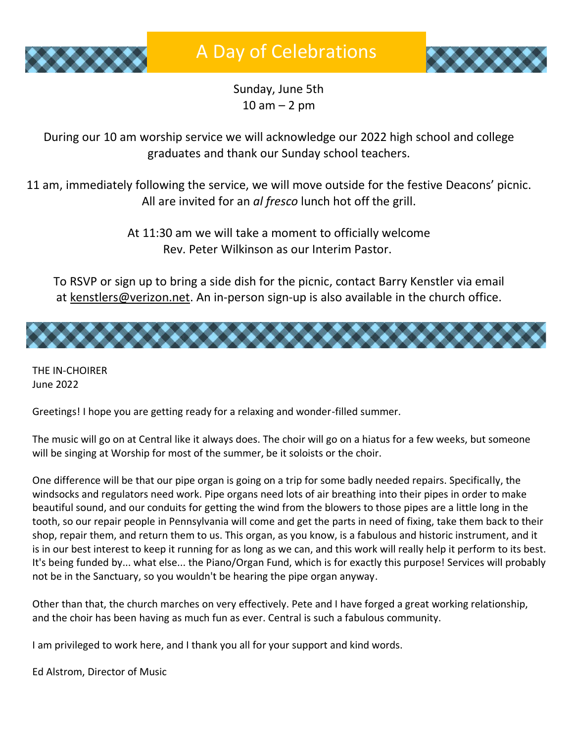# A Day of Celebrations

Sunday, June 5th
10 am – 2 pm

During our 10 am worship service we will acknowledge our 2022 high school and college graduates and thank our Sunday school teachers.

11 am, immediately following the service, we will move outside for the festive Deacons' picnic. All are invited for an *al fresco* lunch hot off the grill.

At 11:30 am we will take a moment to officially welcome Rev. Peter Wilkinson as our Interim Pastor.

To RSVP or sign up to bring a side dish for the picnic, contact Barry Kenstler via email at kenstlers@verizon.net. An in-person sign-up is also available in the church office.

---

THE IN-CHOIRER
June 2022

Greetings! I hope you are getting ready for a relaxing and wonder-filled summer.

The music will go on at Central like it always does. The choir will go on a hiatus for a few weeks, but someone will be singing at Worship for most of the summer, be it soloists or the choir.

One difference will be that our pipe organ is going on a trip for some badly needed repairs. Specifically, the windsocks and regulators need work. Pipe organs need lots of air breathing into their pipes in order to make beautiful sound, and our conduits for getting the wind from the blowers to those pipes are a little long in the tooth, so our repair people in Pennsylvania will come and get the parts in need of fixing, take them back to their shop, repair them, and return them to us. This organ, as you know, is a fabulous and historic instrument, and it is in our best interest to keep it running for as long as we can, and this work will really help it perform to its best. It's being funded by... what else... the Piano/Organ Fund, which is for exactly this purpose! Services will probably not be in the Sanctuary, so you wouldn't be hearing the pipe organ anyway.

Other than that, the church marches on very effectively. Pete and I have forged a great working relationship, and the choir has been having as much fun as ever. Central is such a fabulous community.

I am privileged to work here, and I thank you all for your support and kind words.

Ed Alstrom, Director of Music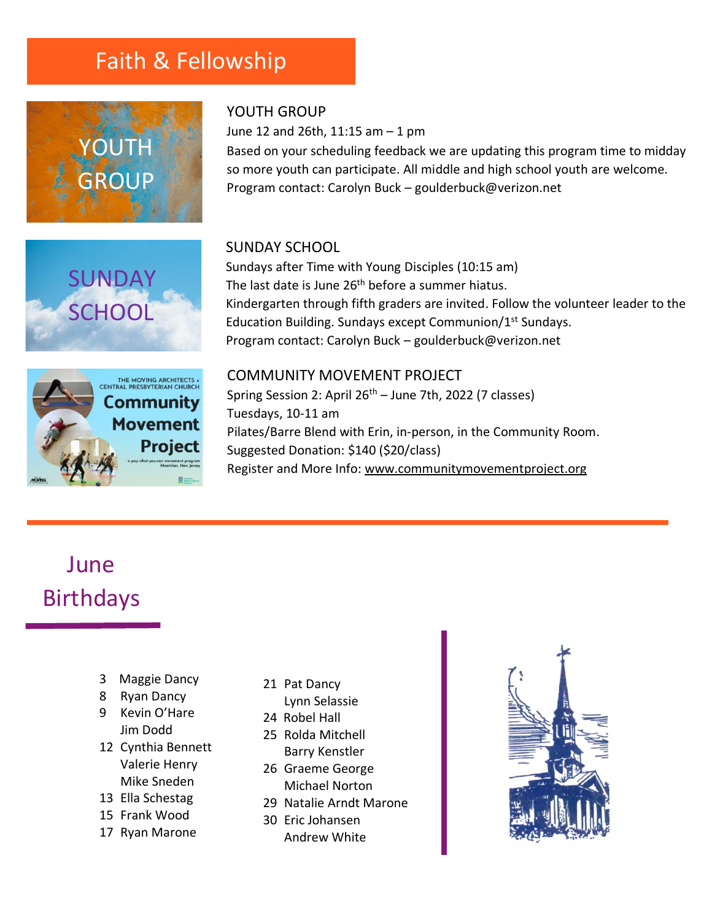# Faith & Fellowship

## YOUTH GROUP

June 12 and 26th, 11:15 am – 1 pm

Based on your scheduling feedback we are updating this program time to midday so more youth can participate. All middle and high school youth are welcome.

Program contact: Carolyn Buck – goulderbuck@verizon.net

## SUNDAY SCHOOL

Sundays after Time with Young Disciples (10:15 am)

The last date is June 26th before a summer hiatus.

Kindergarten through fifth graders are invited. Follow the volunteer leader to the Education Building. Sundays except Communion/1st Sundays.

Program contact: Carolyn Buck – goulderbuck@verizon.net

## COMMUNITY MOVEMENT PROJECT

Spring Session 2: April 26th – June 7th, 2022 (7 classes)

Tuesdays, 10-11 am

Pilates/Barre Blend with Erin, in-person, in the Community Room.

Suggested Donation: $140 ($20/class)

Register and More Info: www.communitymovementproject.org

---

## June Birthdays

- 3 Maggie Dancy
- 8 Ryan Dancy
- 9 Kevin O'Hare
  - Jim Dodd
- 12 Cynthia Bennett
  - Valerie Henry
  - Mike Sneden
- 13 Ella Schestag
- 15 Frank Wood
- 17 Ryan Marone
- 21 Pat Dancy
  - Lynn Selassie
- 24 Robel Hall
- 25 Rolda Mitchell
  - Barry Kenstler
- 26 Graeme George
  - Michael Norton
- 29 Natalie Arndt Marone
- 30 Eric Johansen
  - Andrew White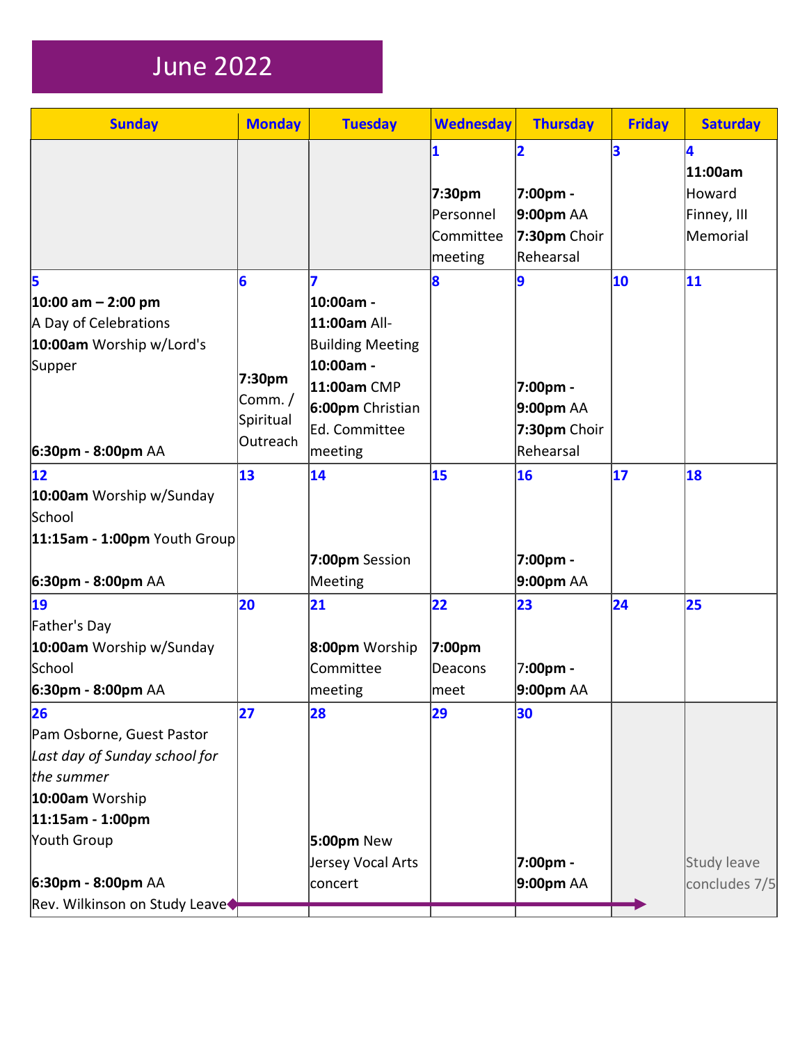# June 2022

| Sunday | Monday | Tuesday | Wednesday | Thursday | Friday | Saturday |
|---|---|---|---|---|---|---|
| | | | **1**<br>**7:30pm** Personnel Committee meeting | **2**<br>**7:00pm - 9:00pm** AA<br>**7:30pm** Choir Rehearsal | **3** | **4**<br>**11:00am** Howard Finney, III Memorial |
| **5**<br>**10:00 am – 2:00 pm** A Day of Celebrations<br>**10:00am** Worship w/Lord's Supper<br>**6:30pm - 8:00pm** AA | **6**<br>**7:30pm** Comm. / Spiritual Outreach | **7**<br>**10:00am - 11:00am** All-Building Meeting<br>**10:00am - 11:00am** CMP<br>**6:00pm** Christian Ed. Committee meeting | **8** | **9**<br>**7:00pm - 9:00pm** AA<br>**7:30pm** Choir Rehearsal | **10** | **11** |
| **12**<br>**10:00am** Worship w/Sunday School<br>**11:15am - 1:00pm** Youth Group<br>**6:30pm - 8:00pm** AA | **13** | **14**<br>**7:00pm** Session Meeting | **15** | **16**<br>**7:00pm - 9:00pm** AA | **17** | **18** |
| **19**<br>Father's Day<br>**10:00am** Worship w/Sunday School<br>**6:30pm - 8:00pm** AA | **20** | **21**<br>**8:00pm** Worship Committee meeting | **22**<br>**7:00pm** Deacons meet | **23**<br>7:**00pm - 9:00pm** AA | **24** | **25** |
| **26**<br>Pam Osborne, Guest Pastor<br>*Last day of Sunday school for the summer*<br>**10:00am** Worship<br>**11:15am - 1:00pm** Youth Group<br>**6:30pm - 8:00pm** AA<br>Rev. Wilkinson on Study Leave → | **27** | **28**<br>**5:00pm** New Jersey Vocal Arts concert | **29** | **30**<br>**7:00pm - 9:00pm** AA | | Study leave concludes 7/5 |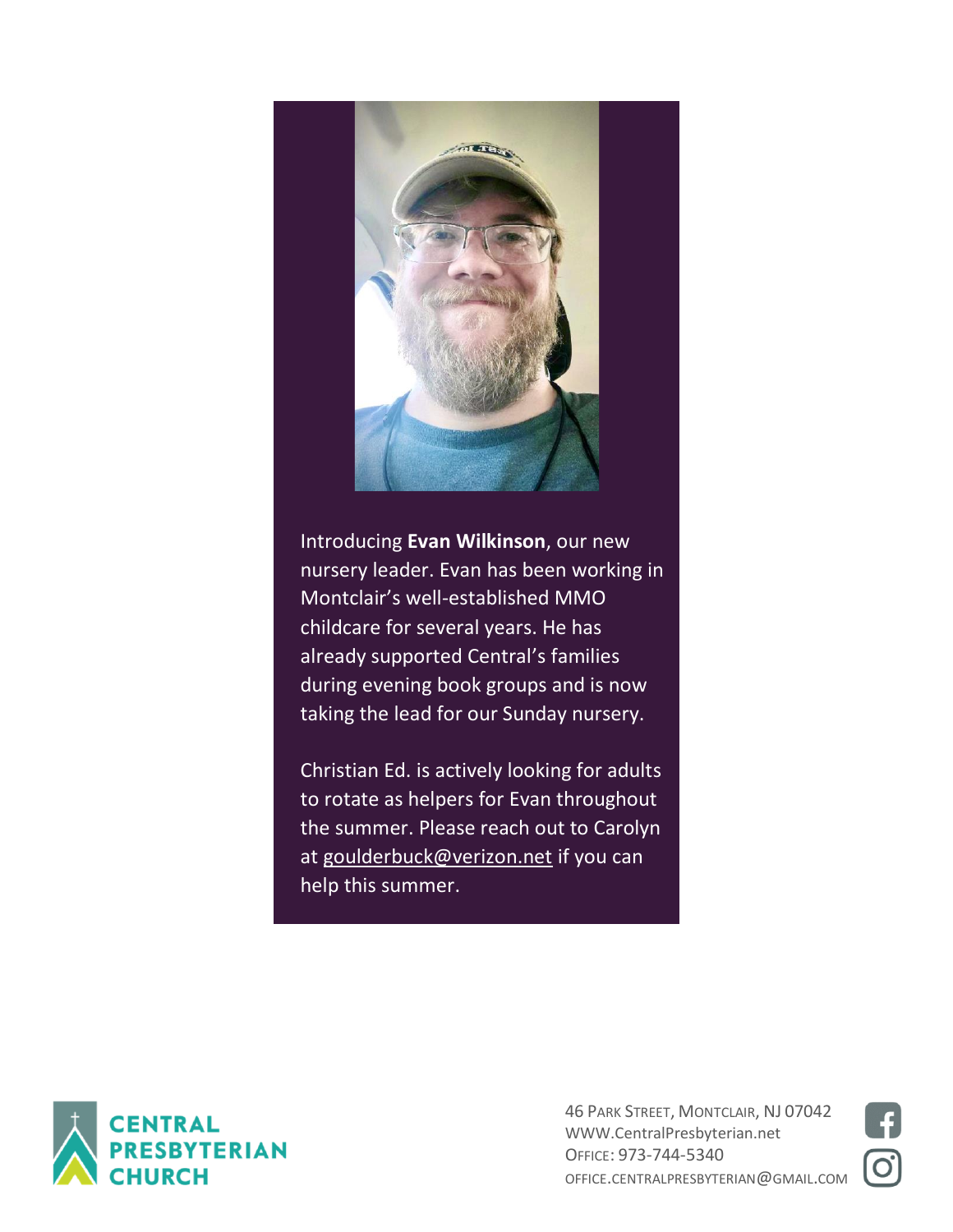Introducing **Evan Wilkinson**, our new nursery leader. Evan has been working in Montclair's well-established MMO childcare for several years. He has already supported Central's families during evening book groups and is now taking the lead for our Sunday nursery.

Christian Ed. is actively looking for adults to rotate as helpers for Evan throughout the summer. Please reach out to Carolyn at goulderbuck@verizon.net if you can help this summer.

**CENTRAL PRESBYTERIAN CHURCH**

46 Park Street, Montclair, NJ 07042
WWW.CentralPresbyterian.net
Office: 973-744-5340
office.centralpresbyterian@gmail.com